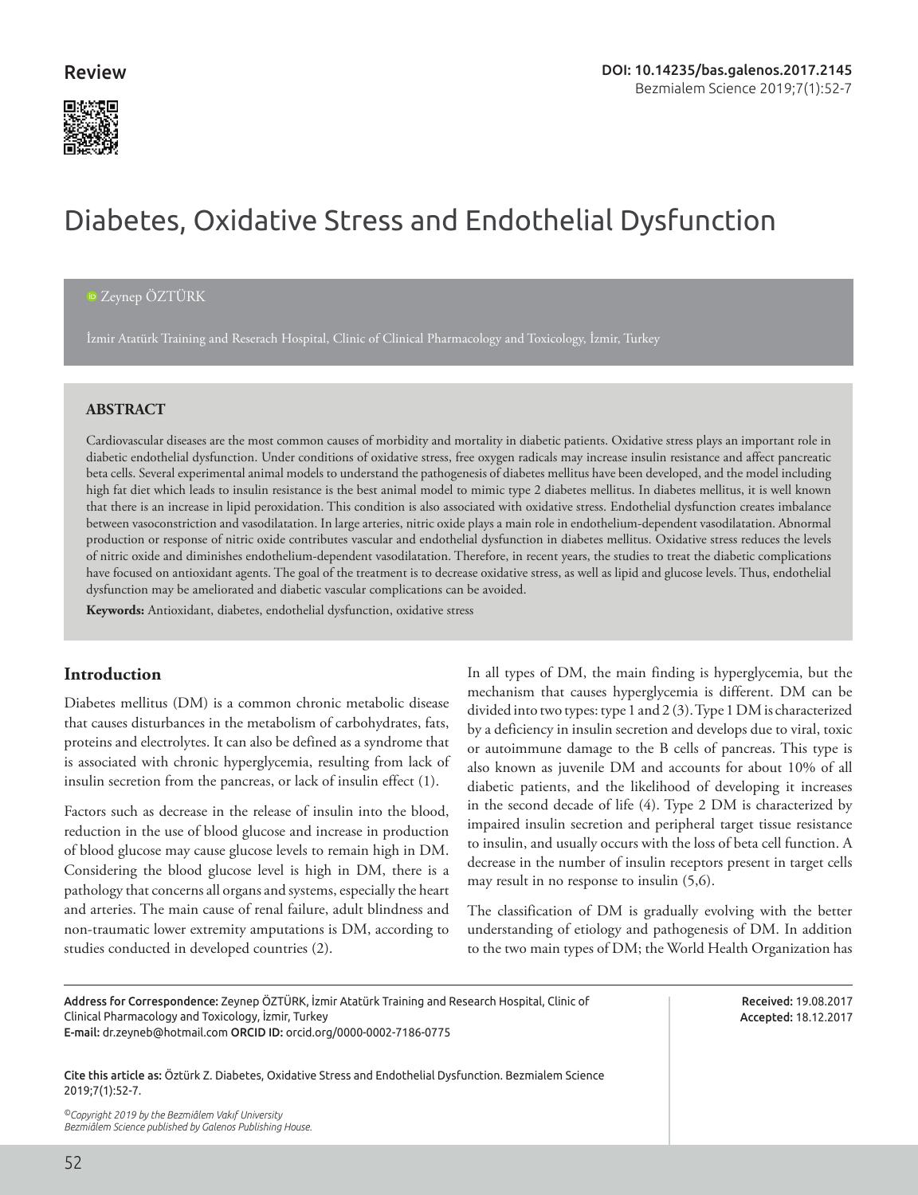Review

DOI: 10.14235/bas.galenos.2017.2145

# Diabetes, Oxidative Stress and Endothelial Dysfunction

Zeynep ÖZTÜRK

İzmir Atatürk Training and Reserach Hospital, Clinic of Clinical Pharmacology and Toxicology, İzmir, Turkey

## ABSTRACT

Cardiovascular diseases are the most common causes of morbidity and mortality in diabetic patients. Oxidative stress plays an important role in diabetic endothelial dysfunction. Under conditions of oxidative stress, free oxygen radicals may increase insulin resistance and affect pancreatic beta cells. Several experimental animal models to understand the pathogenesis of diabetes mellitus have been developed, and the model including high fat diet which leads to insulin resistance is the best animal model to mimic type 2 diabetes mellitus. In diabetes mellitus, it is well known that there is an increase in lipid peroxidation. This condition is also associated with oxidative stress. Endothelial dysfunction creates imbalance between vasoconstriction and vasodilatation. In large arteries, nitric oxide plays a main role in endothelium-dependent vasodilatation. Abnormal production or response of nitric oxide contributes vascular and endothelial dysfunction in diabetes mellitus. Oxidative stress reduces the levels of nitric oxide and diminishes endothelium-dependent vasodilatation. Therefore, in recent years, the studies to treat the diabetic complications have focused on antioxidant agents. The goal of the treatment is to decrease oxidative stress, as well as lipid and glucose levels. Thus, endothelial dysfunction may be ameliorated and diabetic vascular complications can be avoided.

**Keywords:** Antioxidant, diabetes, endothelial dysfunction, oxidative stress

## Introduction

Diabetes mellitus (DM) is a common chronic metabolic disease that causes disturbances in the metabolism of carbohydrates, fats, proteins and electrolytes. It can also be defined as a syndrome that is associated with chronic hyperglycemia, resulting from lack of insulin secretion from the pancreas, or lack of insulin effect (1).

Factors such as decrease in the release of insulin into the blood, reduction in the use of blood glucose and increase in production of blood glucose may cause glucose levels to remain high in DM. Considering the blood glucose level is high in DM, there is a pathology that concerns all organs and systems, especially the heart and arteries. The main cause of renal failure, adult blindness and non-traumatic lower extremity amputations is DM, according to studies conducted in developed countries (2).

In all types of DM, the main finding is hyperglycemia, but the mechanism that causes hyperglycemia is different. DM can be divided into two types: type 1 and 2 (3). Type 1 DM is characterized by a deficiency in insulin secretion and develops due to viral, toxic or autoimmune damage to the B cells of pancreas. This type is also known as juvenile DM and accounts for about 10% of all diabetic patients, and the likelihood of developing it increases in the second decade of life (4). Type 2 DM is characterized by impaired insulin secretion and peripheral target tissue resistance to insulin, and usually occurs with the loss of beta cell function. A decrease in the number of insulin receptors present in target cells may result in no response to insulin (5,6).

The classification of DM is gradually evolving with the better understanding of etiology and pathogenesis of DM. In addition to the two main types of DM; the World Health Organization has

Address for Correspondence: Zeynep ÖZTÜRK, İzmir Atatürk Training and Research Hospital, Clinic of Clinical Pharmacology and Toxicology, İzmir, Turkey
E-mail: dr.zeyneb@hotmail.com ORCID ID: orcid.org/0000-0002-7186-0775

Received: 19.08.2017
Accepted: 18.12.2017

Cite this article as: Öztürk Z. Diabetes, Oxidative Stress and Endothelial Dysfunction. Bezmialem Science 2019;7(1):52-7.

©Copyright 2019 by the Bezmiâlem Vakıf University
Bezmiâlem Science published by Galenos Publishing House.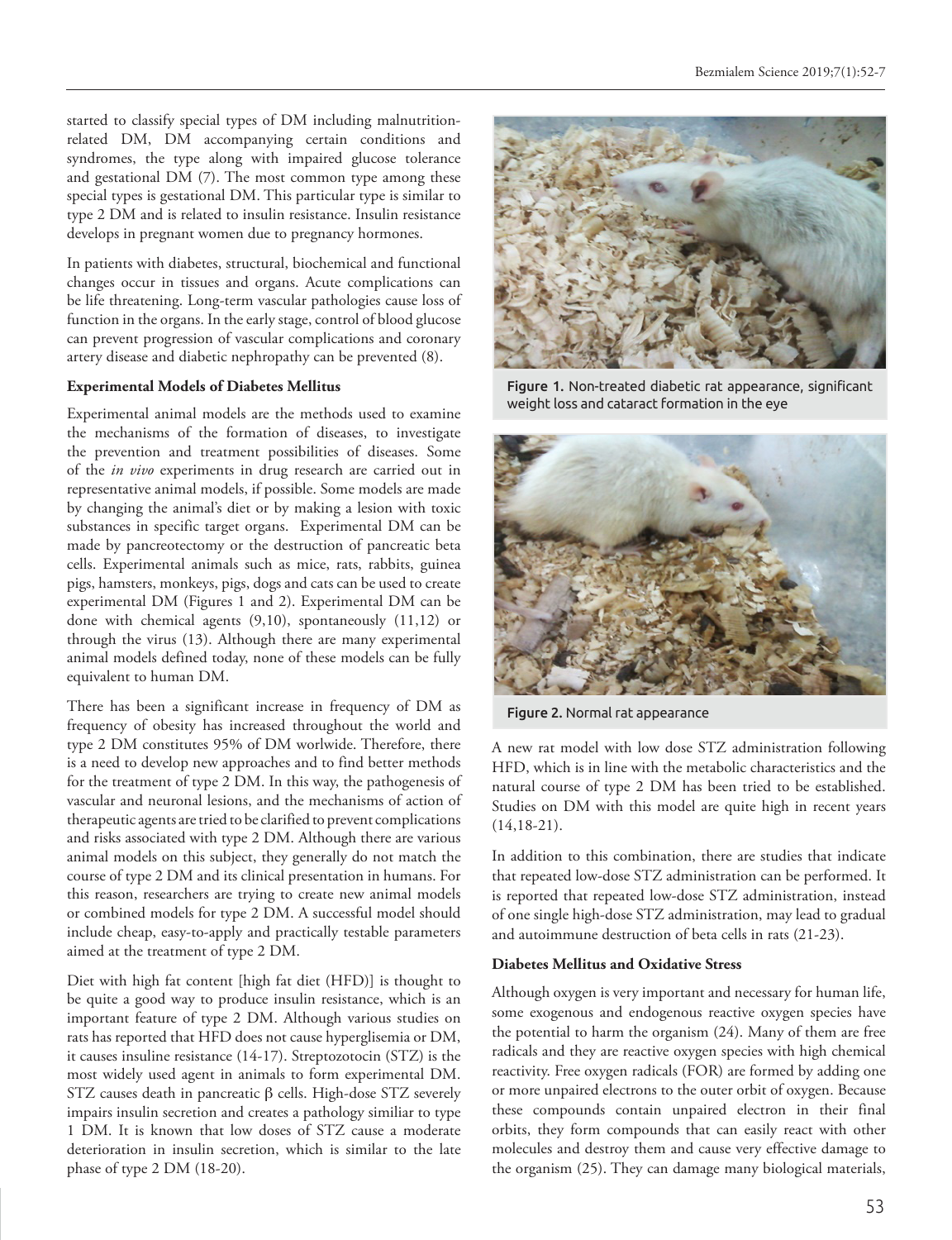started to classify special types of DM including malnutrition-related DM, DM accompanying certain conditions and syndromes, the type along with impaired glucose tolerance and gestational DM (7). The most common type among these special types is gestational DM. This particular type is similar to type 2 DM and is related to insulin resistance. Insulin resistance develops in pregnant women due to pregnancy hormones.

In patients with diabetes, structural, biochemical and functional changes occur in tissues and organs. Acute complications can be life threatening. Long-term vascular pathologies cause loss of function in the organs. In the early stage, control of blood glucose can prevent progression of vascular complications and coronary artery disease and diabetic nephropathy can be prevented (8).

**Experimental Models of Diabetes Mellitus**

Experimental animal models are the methods used to examine the mechanisms of the formation of diseases, to investigate the prevention and treatment possibilities of diseases. Some of the *in vivo* experiments in drug research are carried out in representative animal models, if possible. Some models are made by changing the animal's diet or by making a lesion with toxic substances in specific target organs. Experimental DM can be made by pancreotectomy or the destruction of pancreatic beta cells. Experimental animals such as mice, rats, rabbits, guinea pigs, hamsters, monkeys, pigs, dogs and cats can be used to create experimental DM (Figures 1 and 2). Experimental DM can be done with chemical agents (9,10), spontaneously (11,12) or through the virus (13). Although there are many experimental animal models defined today, none of these models can be fully equivalent to human DM.

Figure 1. Non-treated diabetic rat appearance, significant weight loss and cataract formation in the eye

Figure 2. Normal rat appearance

There has been a significant increase in frequency of DM as frequency of obesity has increased throughout the world and type 2 DM constitutes 95% of DM worlwide. Therefore, there is a need to develop new approaches and to find better methods for the treatment of type 2 DM. In this way, the pathogenesis of vascular and neuronal lesions, and the mechanisms of action of therapeutic agents are tried to be clarified to prevent complications and risks associated with type 2 DM. Although there are various animal models on this subject, they generally do not match the course of type 2 DM and its clinical presentation in humans. For this reason, researchers are trying to create new animal models or combined models for type 2 DM. A successful model should include cheap, easy-to-apply and practically testable parameters aimed at the treatment of type 2 DM.

Diet with high fat content [high fat diet (HFD)] is thought to be quite a good way to produce insulin resistance, which is an important feature of type 2 DM. Although various studies on rats has reported that HFD does not cause hyperglisemia or DM, it causes insuline resistance (14-17). Streptozotocin (STZ) is the most widely used agent in animals to form experimental DM. STZ causes death in pancreatic β cells. High-dose STZ severely impairs insulin secretion and creates a pathology similiar to type 1 DM. It is known that low doses of STZ cause a moderate deterioration in insulin secretion, which is similar to the late phase of type 2 DM (18-20).

A new rat model with low dose STZ administration following HFD, which is in line with the metabolic characteristics and the natural course of type 2 DM has been tried to be established. Studies on DM with this model are quite high in recent years (14,18-21).

In addition to this combination, there are studies that indicate that repeated low-dose STZ administration can be performed. It is reported that repeated low-dose STZ administration, instead of one single high-dose STZ administration, may lead to gradual and autoimmune destruction of beta cells in rats (21-23).

**Diabetes Mellitus and Oxidative Stress**

Although oxygen is very important and necessary for human life, some exogenous and endogenous reactive oxygen species have the potential to harm the organism (24). Many of them are free radicals and they are reactive oxygen species with high chemical reactivity. Free oxygen radicals (FOR) are formed by adding one or more unpaired electrons to the outer orbit of oxygen. Because these compounds contain unpaired electron in their final orbits, they form compounds that can easily react with other molecules and destroy them and cause very effective damage to the organism (25). They can damage many biological materials,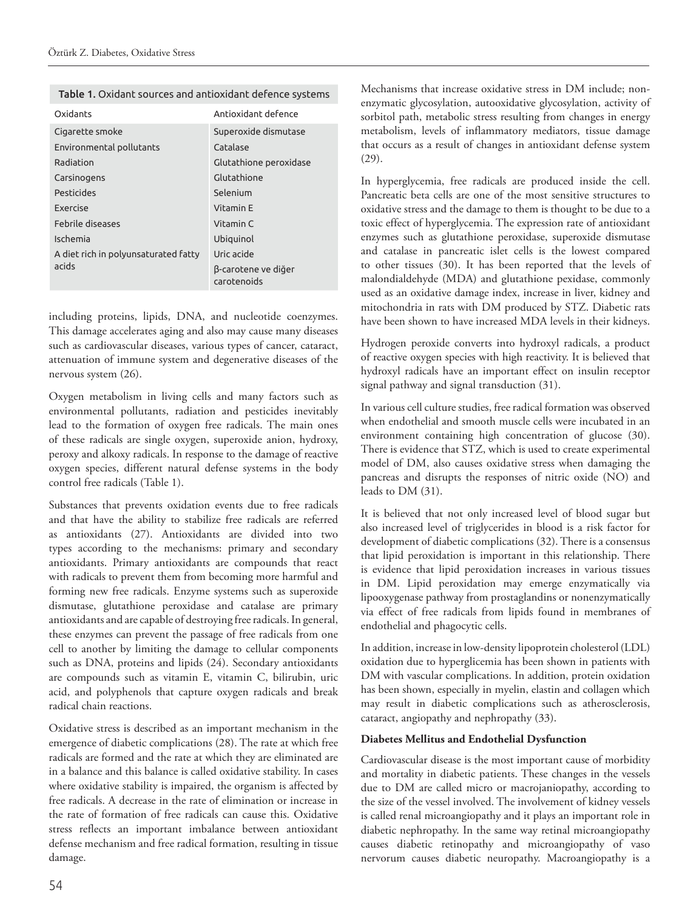**Table 1.** Oxidant sources and antioxidant defence systems

| Oxidants | Antioxidant defence |
|---|---|
| Cigarette smoke | Superoxide dismutase |
| Environmental pollutants | Catalase |
| Radiation | Glutathione peroxidase |
| Carsinogens | Glutathione |
| Pesticides | Selenium |
| Exercise | Vitamin E |
| Febrile diseases | Vitamin C |
| Ischemia | Ubiquinol |
| A diet rich in polyunsaturated fatty acids | Uric acide |
| | β-carotene ve diğer carotenoids |

including proteins, lipids, DNA, and nucleotide coenzymes. This damage accelerates aging and also may cause many diseases such as cardiovascular diseases, various types of cancer, cataract, attenuation of immune system and degenerative diseases of the nervous system (26).

Oxygen metabolism in living cells and many factors such as environmental pollutants, radiation and pesticides inevitably lead to the formation of oxygen free radicals. The main ones of these radicals are single oxygen, superoxide anion, hydroxy, peroxy and alkoxy radicals. In response to the damage of reactive oxygen species, different natural defense systems in the body control free radicals (Table 1).

Substances that prevents oxidation events due to free radicals and that have the ability to stabilize free radicals are referred as antioxidants (27). Antioxidants are divided into two types according to the mechanisms: primary and secondary antioxidants. Primary antioxidants are compounds that react with radicals to prevent them from becoming more harmful and forming new free radicals. Enzyme systems such as superoxide dismutase, glutathione peroxidase and catalase are primary antioxidants and are capable of destroying free radicals. In general, these enzymes can prevent the passage of free radicals from one cell to another by limiting the damage to cellular components such as DNA, proteins and lipids (24). Secondary antioxidants are compounds such as vitamin E, vitamin C, bilirubin, uric acid, and polyphenols that capture oxygen radicals and break radical chain reactions.

Oxidative stress is described as an important mechanism in the emergence of diabetic complications (28). The rate at which free radicals are formed and the rate at which they are eliminated are in a balance and this balance is called oxidative stability. In cases where oxidative stability is impaired, the organism is affected by free radicals. A decrease in the rate of elimination or increase in the rate of formation of free radicals can cause this. Oxidative stress reflects an important imbalance between antioxidant defense mechanism and free radical formation, resulting in tissue damage.

Mechanisms that increase oxidative stress in DM include; non-enzymatic glycosylation, autooxidative glycosylation, activity of sorbitol path, metabolic stress resulting from changes in energy metabolism, levels of inflammatory mediators, tissue damage that occurs as a result of changes in antioxidant defense system (29).

In hyperglycemia, free radicals are produced inside the cell. Pancreatic beta cells are one of the most sensitive structures to oxidative stress and the damage to them is thought to be due to a toxic effect of hyperglycemia. The expression rate of antioxidant enzymes such as glutathione peroxidase, superoxide dismutase and catalase in pancreatic islet cells is the lowest compared to other tissues (30). It has been reported that the levels of malondialdehyde (MDA) and glutathione pexidase, commonly used as an oxidative damage index, increase in liver, kidney and mitochondria in rats with DM produced by STZ. Diabetic rats have been shown to have increased MDA levels in their kidneys.

Hydrogen peroxide converts into hydroxyl radicals, a product of reactive oxygen species with high reactivity. It is believed that hydroxyl radicals have an important effect on insulin receptor signal pathway and signal transduction (31).

In various cell culture studies, free radical formation was observed when endothelial and smooth muscle cells were incubated in an environment containing high concentration of glucose (30). There is evidence that STZ, which is used to create experimental model of DM, also causes oxidative stress when damaging the pancreas and disrupts the responses of nitric oxide (NO) and leads to DM (31).

It is believed that not only increased level of blood sugar but also increased level of triglycerides in blood is a risk factor for development of diabetic complications (32). There is a consensus that lipid peroxidation is important in this relationship. There is evidence that lipid peroxidation increases in various tissues in DM. Lipid peroxidation may emerge enzymatically via lipooxygenase pathway from prostaglandins or nonenzymatically via effect of free radicals from lipids found in membranes of endothelial and phagocytic cells.

In addition, increase in low-density lipoprotein cholesterol (LDL) oxidation due to hyperglicemia has been shown in patients with DM with vascular complications. In addition, protein oxidation has been shown, especially in myelin, elastin and collagen which may result in diabetic complications such as atherosclerosis, cataract, angiopathy and nephropathy (33).

### Diabetes Mellitus and Endothelial Dysfunction

Cardiovascular disease is the most important cause of morbidity and mortality in diabetic patients. These changes in the vessels due to DM are called micro or macrojaniopathy, according to the size of the vessel involved. The involvement of kidney vessels is called renal microangiopathy and it plays an important role in diabetic nephropathy. In the same way retinal microangiopathy causes diabetic retinopathy and microangiopathy of vaso nervorum causes diabetic neuropathy. Macroangiopathy is a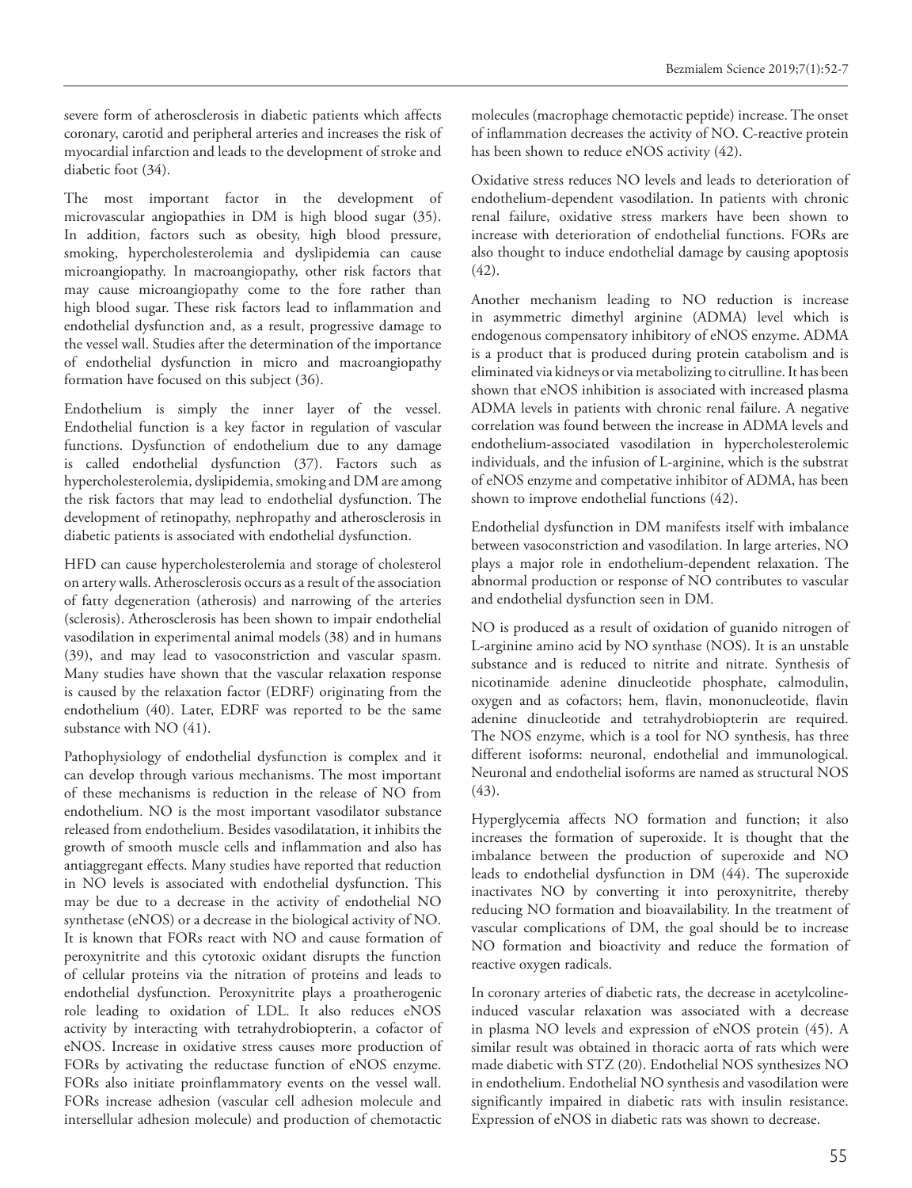severe form of atherosclerosis in diabetic patients which affects coronary, carotid and peripheral arteries and increases the risk of myocardial infarction and leads to the development of stroke and diabetic foot (34).

The most important factor in the development of microvascular angiopathies in DM is high blood sugar (35). In addition, factors such as obesity, high blood pressure, smoking, hypercholesterolemia and dyslipidemia can cause microangiopathy. In macroangiopathy, other risk factors that may cause microangiopathy come to the fore rather than high blood sugar. These risk factors lead to inflammation and endothelial dysfunction and, as a result, progressive damage to the vessel wall. Studies after the determination of the importance of endothelial dysfunction in micro and macroangiopathy formation have focused on this subject (36).

Endothelium is simply the inner layer of the vessel. Endothelial function is a key factor in regulation of vascular functions. Dysfunction of endothelium due to any damage is called endothelial dysfunction (37). Factors such as hypercholesterolemia, dyslipidemia, smoking and DM are among the risk factors that may lead to endothelial dysfunction. The development of retinopathy, nephropathy and atherosclerosis in diabetic patients is associated with endothelial dysfunction.

HFD can cause hypercholesterolemia and storage of cholesterol on artery walls. Atherosclerosis occurs as a result of the association of fatty degeneration (atherosis) and narrowing of the arteries (sclerosis). Atherosclerosis has been shown to impair endothelial vasodilation in experimental animal models (38) and in humans (39), and may lead to vasoconstriction and vascular spasm. Many studies have shown that the vascular relaxation response is caused by the relaxation factor (EDRF) originating from the endothelium (40). Later, EDRF was reported to be the same substance with NO (41).

Pathophysiology of endothelial dysfunction is complex and it can develop through various mechanisms. The most important of these mechanisms is reduction in the release of NO from endothelium. NO is the most important vasodilator substance released from endothelium. Besides vasodilatation, it inhibits the growth of smooth muscle cells and inflammation and also has antiaggregant effects. Many studies have reported that reduction in NO levels is associated with endothelial dysfunction. This may be due to a decrease in the activity of endothelial NO synthetase (eNOS) or a decrease in the biological activity of NO. It is known that FORs react with NO and cause formation of peroxynitrite and this cytotoxic oxidant disrupts the function of cellular proteins via the nitration of proteins and leads to endothelial dysfunction. Peroxynitrite plays a proatherogenic role leading to oxidation of LDL. It also reduces eNOS activity by interacting with tetrahydrobiopterin, a cofactor of eNOS. Increase in oxidative stress causes more production of FORs by activating the reductase function of eNOS enzyme. FORs also initiate proinflammatory events on the vessel wall. FORs increase adhesion (vascular cell adhesion molecule and intersellular adhesion molecule) and production of chemotactic molecules (macrophage chemotactic peptide) increase. The onset of inflammation decreases the activity of NO. C-reactive protein has been shown to reduce eNOS activity (42).

Oxidative stress reduces NO levels and leads to deterioration of endothelium-dependent vasodilation. In patients with chronic renal failure, oxidative stress markers have been shown to increase with deterioration of endothelial functions. FORs are also thought to induce endothelial damage by causing apoptosis (42).

Another mechanism leading to NO reduction is increase in asymmetric dimethyl arginine (ADMA) level which is endogenous compensatory inhibitory of eNOS enzyme. ADMA is a product that is produced during protein catabolism and is eliminated via kidneys or via metabolizing to citrulline. It has been shown that eNOS inhibition is associated with increased plasma ADMA levels in patients with chronic renal failure. A negative correlation was found between the increase in ADMA levels and endothelium-associated vasodilation in hypercholesterolemic individuals, and the infusion of L-arginine, which is the substrat of eNOS enzyme and competative inhibitor of ADMA, has been shown to improve endothelial functions (42).

Endothelial dysfunction in DM manifests itself with imbalance between vasoconstriction and vasodilation. In large arteries, NO plays a major role in endothelium-dependent relaxation. The abnormal production or response of NO contributes to vascular and endothelial dysfunction seen in DM.

NO is produced as a result of oxidation of guanido nitrogen of L-arginine amino acid by NO synthase (NOS). It is an unstable substance and is reduced to nitrite and nitrate. Synthesis of nicotinamide adenine dinucleotide phosphate, calmodulin, oxygen and as cofactors; hem, flavin, mononucleotide, flavin adenine dinucleotide and tetrahydrobiopterin are required. The NOS enzyme, which is a tool for NO synthesis, has three different isoforms: neuronal, endothelial and immunological. Neuronal and endothelial isoforms are named as structural NOS (43).

Hyperglycemia affects NO formation and function; it also increases the formation of superoxide. It is thought that the imbalance between the production of superoxide and NO leads to endothelial dysfunction in DM (44). The superoxide inactivates NO by converting it into peroxynitrite, thereby reducing NO formation and bioavailability. In the treatment of vascular complications of DM, the goal should be to increase NO formation and bioactivity and reduce the formation of reactive oxygen radicals.

In coronary arteries of diabetic rats, the decrease in acetylcoline-induced vascular relaxation was associated with a decrease in plasma NO levels and expression of eNOS protein (45). A similar result was obtained in thoracic aorta of rats which were made diabetic with STZ (20). Endothelial NOS synthesizes NO in endothelium. Endothelial NO synthesis and vasodilation were significantly impaired in diabetic rats with insulin resistance. Expression of eNOS in diabetic rats was shown to decrease.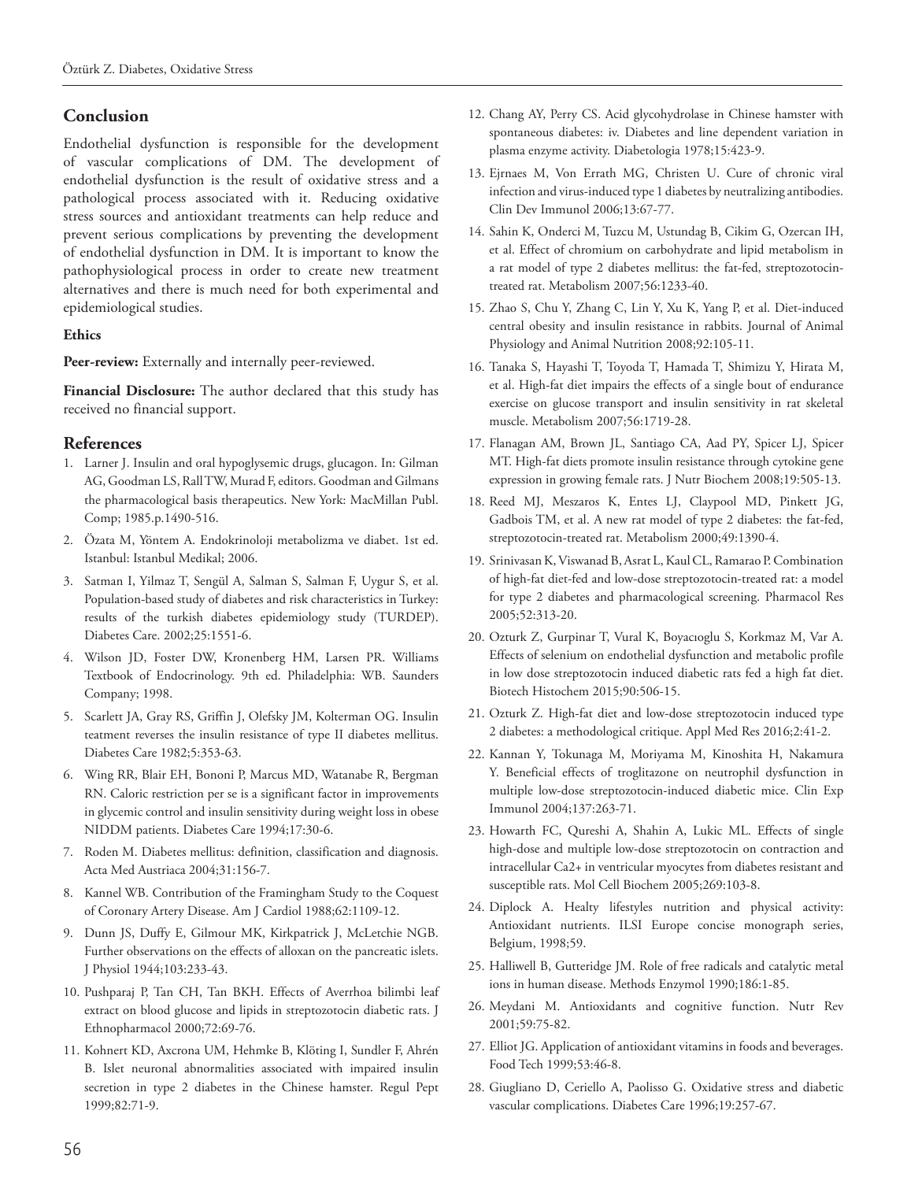## Conclusion

Endothelial dysfunction is responsible for the development of vascular complications of DM. The development of endothelial dysfunction is the result of oxidative stress and a pathological process associated with it. Reducing oxidative stress sources and antioxidant treatments can help reduce and prevent serious complications by preventing the development of endothelial dysfunction in DM. It is important to know the pathophysiological process in order to create new treatment alternatives and there is much need for both experimental and epidemiological studies.

#### Ethics

**Peer-review:** Externally and internally peer-reviewed.

**Financial Disclosure:** The author declared that this study has received no financial support.

## References

1. Larner J. Insulin and oral hypoglysemic drugs, glucagon. In: Gilman AG, Goodman LS, Rall TW, Murad F, editors. Goodman and Gilmans the pharmacological basis therapeutics. New York: MacMillan Publ. Comp; 1985.p.1490-516.
2. Özata M, Yöntem A. Endokrinoloji metabolizma ve diabet. 1st ed. Istanbul: Istanbul Medikal; 2006.
3. Satman I, Yilmaz T, Sengül A, Salman S, Salman F, Uygur S, et al. Population-based study of diabetes and risk characteristics in Turkey: results of the turkish diabetes epidemiology study (TURDEP). Diabetes Care. 2002;25:1551-6.
4. Wilson JD, Foster DW, Kronenberg HM, Larsen PR. Williams Textbook of Endocrinology. 9th ed. Philadelphia: WB. Saunders Company; 1998.
5. Scarlett JA, Gray RS, Griffin J, Olefsky JM, Kolterman OG. Insulin teatment reverses the insulin resistance of type II diabetes mellitus. Diabetes Care 1982;5:353-63.
6. Wing RR, Blair EH, Bononi P, Marcus MD, Watanabe R, Bergman RN. Caloric restriction per se is a significant factor in improvements in glycemic control and insulin sensitivity during weight loss in obese NIDDM patients. Diabetes Care 1994;17:30-6.
7. Roden M. Diabetes mellitus: definition, classification and diagnosis. Acta Med Austriaca 2004;31:156-7.
8. Kannel WB. Contribution of the Framingham Study to the Coquest of Coronary Artery Disease. Am J Cardiol 1988;62:1109-12.
9. Dunn JS, Duffy E, Gilmour MK, Kirkpatrick J, McLetchie NGB. Further observations on the effects of alloxan on the pancreatic islets. J Physiol 1944;103:233-43.
10. Pushparaj P, Tan CH, Tan BKH. Effects of Averrhoa bilimbi leaf extract on blood glucose and lipids in streptozotocin diabetic rats. J Ethnopharmacol 2000;72:69-76.
11. Kohnert KD, Axcrona UM, Hehmke B, Klöting I, Sundler F, Ahrén B. Islet neuronal abnormalities associated with impaired insulin secretion in type 2 diabetes in the Chinese hamster. Regul Pept 1999;82:71-9.
12. Chang AY, Perry CS. Acid glycohydrolase in Chinese hamster with spontaneous diabetes: iv. Diabetes and line dependent variation in plasma enzyme activity. Diabetologia 1978;15:423-9.
13. Ejrnaes M, Von Errath MG, Christen U. Cure of chronic viral infection and virus-induced type 1 diabetes by neutralizing antibodies. Clin Dev Immunol 2006;13:67-77.
14. Sahin K, Onderci M, Tuzcu M, Ustundag B, Cikim G, Ozercan IH, et al. Effect of chromium on carbohydrate and lipid metabolism in a rat model of type 2 diabetes mellitus: the fat-fed, streptozotocin-treated rat. Metabolism 2007;56:1233-40.
15. Zhao S, Chu Y, Zhang C, Lin Y, Xu K, Yang P, et al. Diet-induced central obesity and insulin resistance in rabbits. Journal of Animal Physiology and Animal Nutrition 2008;92:105-11.
16. Tanaka S, Hayashi T, Toyoda T, Hamada T, Shimizu Y, Hirata M, et al. High-fat diet impairs the effects of a single bout of endurance exercise on glucose transport and insulin sensitivity in rat skeletal muscle. Metabolism 2007;56:1719-28.
17. Flanagan AM, Brown JL, Santiago CA, Aad PY, Spicer LJ, Spicer MT. High-fat diets promote insulin resistance through cytokine gene expression in growing female rats. J Nutr Biochem 2008;19:505-13.
18. Reed MJ, Meszaros K, Entes LJ, Claypool MD, Pinkett JG, Gadbois TM, et al. A new rat model of type 2 diabetes: the fat-fed, streptozotocin-treated rat. Metabolism 2000;49:1390-4.
19. Srinivasan K, Viswanad B, Asrat L, Kaul CL, Ramarao P. Combination of high-fat diet-fed and low-dose streptozotocin-treated rat: a model for type 2 diabetes and pharmacological screening. Pharmacol Res 2005;52:313-20.
20. Ozturk Z, Gurpinar T, Vural K, Boyacıoglu S, Korkmaz M, Var A. Effects of selenium on endothelial dysfunction and metabolic profile in low dose streptozotocin induced diabetic rats fed a high fat diet. Biotech Histochem 2015;90:506-15.
21. Ozturk Z. High-fat diet and low-dose streptozotocin induced type 2 diabetes: a methodological critique. Appl Med Res 2016;2:41-2.
22. Kannan Y, Tokunaga M, Moriyama M, Kinoshita H, Nakamura Y. Beneficial effects of troglitazone on neutrophil dysfunction in multiple low-dose streptozotocin-induced diabetic mice. Clin Exp Immunol 2004;137:263-71.
23. Howarth FC, Qureshi A, Shahin A, Lukic ML. Effects of single high-dose and multiple low-dose streptozotocin on contraction and intracellular Ca2+ in ventricular myocytes from diabetes resistant and susceptible rats. Mol Cell Biochem 2005;269:103-8.
24. Diplock A. Healty lifestyles nutrition and physical activity: Antioxidant nutrients. ILSI Europe concise monograph series, Belgium, 1998;59.
25. Halliwell B, Gutteridge JM. Role of free radicals and catalytic metal ions in human disease. Methods Enzymol 1990;186:1-85.
26. Meydani M. Antioxidants and cognitive function. Nutr Rev 2001;59:75-82.
27. Elliot JG. Application of antioxidant vitamins in foods and beverages. Food Tech 1999;53:46-8.
28. Giugliano D, Ceriello A, Paolisso G. Oxidative stress and diabetic vascular complications. Diabetes Care 1996;19:257-67.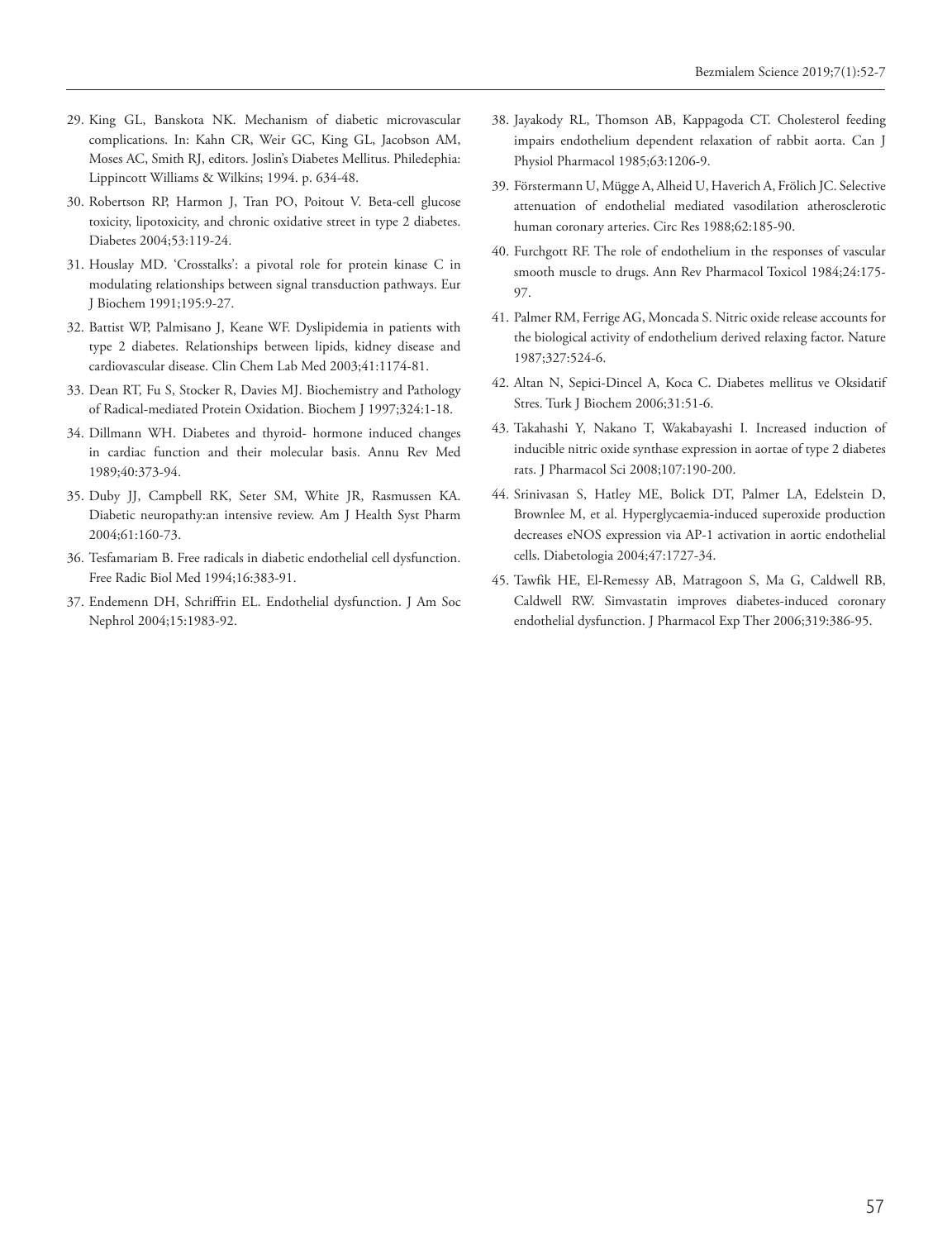29. King GL, Banskota NK. Mechanism of diabetic microvascular complications. In: Kahn CR, Weir GC, King GL, Jacobson AM, Moses AC, Smith RJ, editors. Joslin's Diabetes Mellitus. Philedephia: Lippincott Williams & Wilkins; 1994. p. 634-48.
30. Robertson RP, Harmon J, Tran PO, Poitout V. Beta-cell glucose toxicity, lipotoxicity, and chronic oxidative street in type 2 diabetes. Diabetes 2004;53:119-24.
31. Houslay MD. 'Crosstalks': a pivotal role for protein kinase C in modulating relationships between signal transduction pathways. Eur J Biochem 1991;195:9-27.
32. Battist WP, Palmisano J, Keane WF. Dyslipidemia in patients with type 2 diabetes. Relationships between lipids, kidney disease and cardiovascular disease. Clin Chem Lab Med 2003;41:1174-81.
33. Dean RT, Fu S, Stocker R, Davies MJ. Biochemistry and Pathology of Radical-mediated Protein Oxidation. Biochem J 1997;324:1-18.
34. Dillmann WH. Diabetes and thyroid- hormone induced changes in cardiac function and their molecular basis. Annu Rev Med 1989;40:373-94.
35. Duby JJ, Campbell RK, Seter SM, White JR, Rasmussen KA. Diabetic neuropathy:an intensive review. Am J Health Syst Pharm 2004;61:160-73.
36. Tesfamariam B. Free radicals in diabetic endothelial cell dysfunction. Free Radic Biol Med 1994;16:383-91.
37. Endemenn DH, Schriffrin EL. Endothelial dysfunction. J Am Soc Nephrol 2004;15:1983-92.
38. Jayakody RL, Thomson AB, Kappagoda CT. Cholesterol feeding impairs endothelium dependent relaxation of rabbit aorta. Can J Physiol Pharmacol 1985;63:1206-9.
39. Förstermann U, Mügge A, Alheid U, Haverich A, Frölich JC. Selective attenuation of endothelial mediated vasodilation atherosclerotic human coronary arteries. Circ Res 1988;62:185-90.
40. Furchgott RF. The role of endothelium in the responses of vascular smooth muscle to drugs. Ann Rev Pharmacol Toxicol 1984;24:175-97.
41. Palmer RM, Ferrige AG, Moncada S. Nitric oxide release accounts for the biological activity of endothelium derived relaxing factor. Nature 1987;327:524-6.
42. Altan N, Sepici-Dincel A, Koca C. Diabetes mellitus ve Oksidatif Stres. Turk J Biochem 2006;31:51-6.
43. Takahashi Y, Nakano T, Wakabayashi I. Increased induction of inducible nitric oxide synthase expression in aortae of type 2 diabetes rats. J Pharmacol Sci 2008;107:190-200.
44. Srinivasan S, Hatley ME, Bolick DT, Palmer LA, Edelstein D, Brownlee M, et al. Hyperglycaemia-induced superoxide production decreases eNOS expression via AP-1 activation in aortic endothelial cells. Diabetologia 2004;47:1727-34.
45. Tawfik HE, El-Remessy AB, Matragoon S, Ma G, Caldwell RB, Caldwell RW. Simvastatin improves diabetes-induced coronary endothelial dysfunction. J Pharmacol Exp Ther 2006;319:386-95.